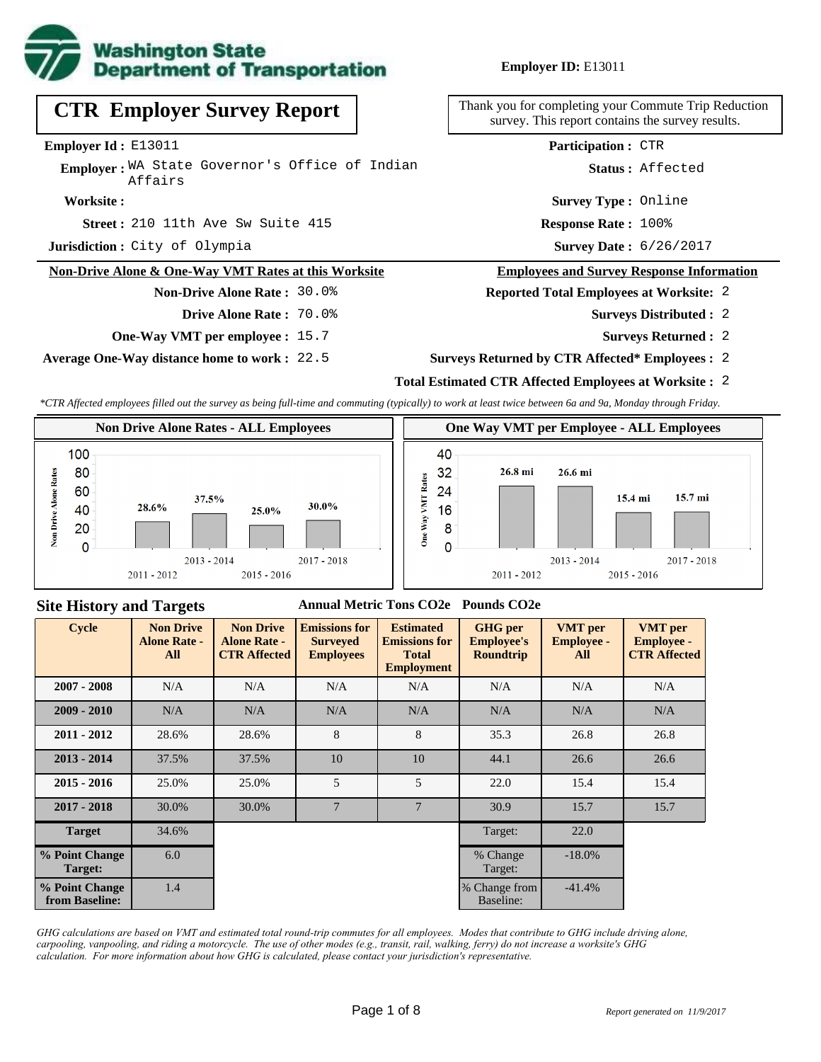**Employer ID:** E13011

# CTR Employer Survey Report

Thank you for completing your Commute Trip Reduction survey. This report contains the survey results.

**Employer Id :** E13011

**Employer :** WA State Governor's Office of Indian Affairs

**Worksite :**

**Street :** 210 11th Ave Sw Suite 415

**Jurisdiction :** City of Olympia

**Participation :** CTR

**Status :** Affected

**Survey Type :** Online

**Response Rate :** 100%

**Survey Date :** 6/26/2017

## Non-Drive Alone & One-Way VMT Rates at this Worksite

**Non-Drive Alone Rate :** 30.0%

**Drive Alone Rate :** 70.0%

**One-Way VMT per employee :** 15.7

**Average One-Way distance home to work :** 22.5

## Employees and Survey Response Information

**Reported Total Employees at Worksite:** 2

**Surveys Distributed :** 2

**Surveys Returned :** 2

**Surveys Returned by CTR Affected\* Employees :** 2

**Total Estimated CTR Affected Employees at Worksite :** 2

*\*CTR Affected employees filled out the survey as being full-time and commuting (typically) to work at least twice between 6a and 9a, Monday through Friday.*

### Non Drive Alone Rates - ALL Employees

| Cycle | Non Drive Alone Rate |
|---|---|
| 2011 - 2012 | 28.6% |
| 2013 - 2014 | 37.5% |
| 2015 - 2016 | 25.0% |
| 2017 - 2018 | 30.0% |

### One Way VMT per Employee - ALL Employees

| Cycle | One Way VMT |
|---|---|
| 2011 - 2012 | 26.8 mi |
| 2013 - 2014 | 26.6 mi |
| 2015 - 2016 | 15.4 mi |
| 2017 - 2018 | 15.7 mi |

## Site History and Targets

Annual Metric Tons CO2e — Pounds CO2e

| Cycle | Non Drive Alone Rate - All | Non Drive Alone Rate - CTR Affected | Emissions for Surveyed Employees | Estimated Emissions for Total Employment | GHG per Employee's Roundtrip | VMT per Employee - All | VMT per Employee - CTR Affected |
|---|---|---|---|---|---|---|---|
| 2007 - 2008 | N/A | N/A | N/A | N/A | N/A | N/A | N/A |
| 2009 - 2010 | N/A | N/A | N/A | N/A | N/A | N/A | N/A |
| 2011 - 2012 | 28.6% | 28.6% | 8 | 8 | 35.3 | 26.8 | 26.8 |
| 2013 - 2014 | 37.5% | 37.5% | 10 | 10 | 44.1 | 26.6 | 26.6 |
| 2015 - 2016 | 25.0% | 25.0% | 5 | 5 | 22.0 | 15.4 | 15.4 |
| 2017 - 2018 | 30.0% | 30.0% | 7 | 7 | 30.9 | 15.7 | 15.7 |
| Target | 34.6% | | | | Target: | 22.0 | |
| % Point Change Target: | 6.0 | | | | % Change Target: | -18.0% | |
| % Point Change from Baseline: | 1.4 | | | | % Change from Baseline: | -41.4% | |

*GHG calculations are based on VMT and estimated total round-trip commutes for all employees. Modes that contribute to GHG include driving alone, carpooling, vanpooling, and riding a motorcycle. The use of other modes (e.g., transit, rail, walking, ferry) do not increase a worksite's GHG calculation. For more information about how GHG is calculated, please contact your jurisdiction's representative.*

*Report generated on 11/9/2017*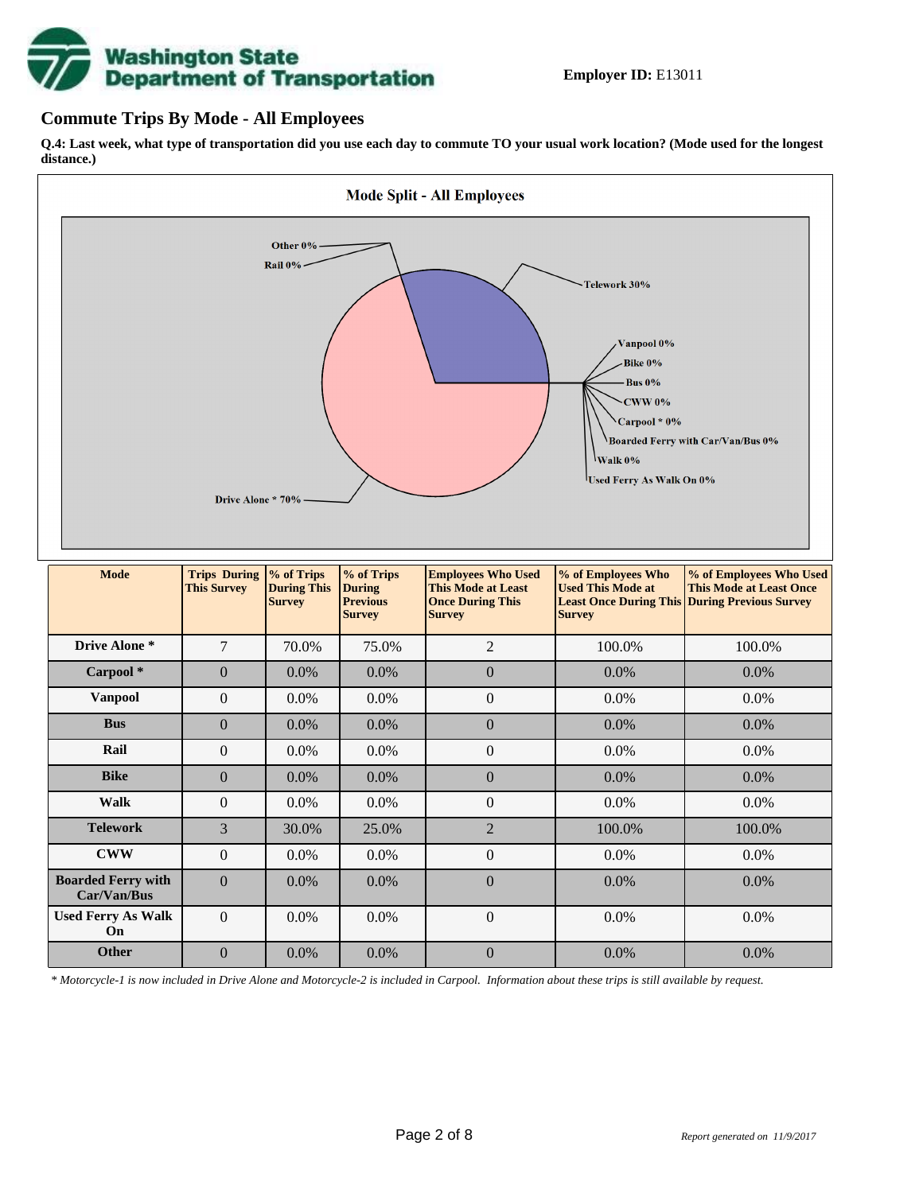**Employer ID:** E13011

## Commute Trips By Mode - All Employees

**Q.4: Last week, what type of transportation did you use each day to commute TO your usual work location? (Mode used for the longest distance.)**

**Mode Split - All Employees**

Other 0%
Rail 0%
Telework 30%
Vanpool 0%
Bike 0%
Bus 0%
CWW 0%
Carpool * 0%
Boarded Ferry with Car/Van/Bus 0%
Walk 0%
Used Ferry As Walk On 0%
Drive Alone * 70%

| Mode | Trips During This Survey | % of Trips During This Survey | % of Trips During Previous Survey | Employees Who Used This Mode at Least Once During This Survey | % of Employees Who Used This Mode at Least Once During This Survey | % of Employees Who Used This Mode at Least Once During Previous Survey |
|---|---|---|---|---|---|---|
| **Drive Alone *** | 7 | 70.0% | 75.0% | 2 | 100.0% | 100.0% |
| **Carpool *** | 0 | 0.0% | 0.0% | 0 | 0.0% | 0.0% |
| **Vanpool** | 0 | 0.0% | 0.0% | 0 | 0.0% | 0.0% |
| **Bus** | 0 | 0.0% | 0.0% | 0 | 0.0% | 0.0% |
| **Rail** | 0 | 0.0% | 0.0% | 0 | 0.0% | 0.0% |
| **Bike** | 0 | 0.0% | 0.0% | 0 | 0.0% | 0.0% |
| **Walk** | 0 | 0.0% | 0.0% | 0 | 0.0% | 0.0% |
| **Telework** | 3 | 30.0% | 25.0% | 2 | 100.0% | 100.0% |
| **CWW** | 0 | 0.0% | 0.0% | 0 | 0.0% | 0.0% |
| **Boarded Ferry with Car/Van/Bus** | 0 | 0.0% | 0.0% | 0 | 0.0% | 0.0% |
| **Used Ferry As Walk On** | 0 | 0.0% | 0.0% | 0 | 0.0% | 0.0% |
| **Other** | 0 | 0.0% | 0.0% | 0 | 0.0% | 0.0% |

*\* Motorcycle-1 is now included in Drive Alone and Motorcycle-2 is included in Carpool. Information about these trips is still available by request.*

*Report generated on 11/9/2017*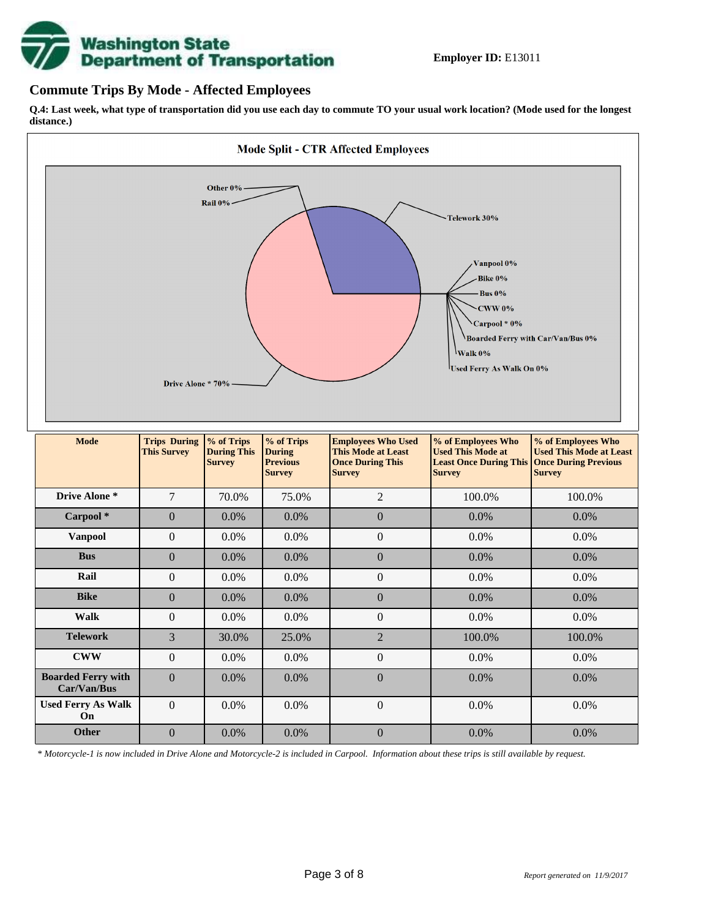Washington State Department of Transportation

**Employer ID:** E13011

## Commute Trips By Mode - Affected Employees

**Q.4: Last week, what type of transportation did you use each day to commute TO your usual work location? (Mode used for the longest distance.)**

**Mode Split - CTR Affected Employees**

Other 0%
Rail 0%
Telework 30%
Vanpool 0%
Bike 0%
Bus 0%
CWW 0%
Carpool * 0%
Boarded Ferry with Car/Van/Bus 0%
Walk 0%
Used Ferry As Walk On 0%
Drive Alone * 70%

| Mode | Trips During This Survey | % of Trips During This Survey | % of Trips During Previous Survey | Employees Who Used This Mode at Least Once During This Survey | % of Employees Who Used This Mode at Least Once During This Survey | % of Employees Who Used This Mode at Least Once During Previous Survey |
|---|---|---|---|---|---|---|
| **Drive Alone *** | 7 | 70.0% | 75.0% | 2 | 100.0% | 100.0% |
| **Carpool *** | 0 | 0.0% | 0.0% | 0 | 0.0% | 0.0% |
| **Vanpool** | 0 | 0.0% | 0.0% | 0 | 0.0% | 0.0% |
| **Bus** | 0 | 0.0% | 0.0% | 0 | 0.0% | 0.0% |
| **Rail** | 0 | 0.0% | 0.0% | 0 | 0.0% | 0.0% |
| **Bike** | 0 | 0.0% | 0.0% | 0 | 0.0% | 0.0% |
| **Walk** | 0 | 0.0% | 0.0% | 0 | 0.0% | 0.0% |
| **Telework** | 3 | 30.0% | 25.0% | 2 | 100.0% | 100.0% |
| **CWW** | 0 | 0.0% | 0.0% | 0 | 0.0% | 0.0% |
| **Boarded Ferry with Car/Van/Bus** | 0 | 0.0% | 0.0% | 0 | 0.0% | 0.0% |
| **Used Ferry As Walk On** | 0 | 0.0% | 0.0% | 0 | 0.0% | 0.0% |
| **Other** | 0 | 0.0% | 0.0% | 0 | 0.0% | 0.0% |

*\* Motorcycle-1 is now included in Drive Alone and Motorcycle-2 is included in Carpool. Information about these trips is still available by request.*

*Report generated on 11/9/2017*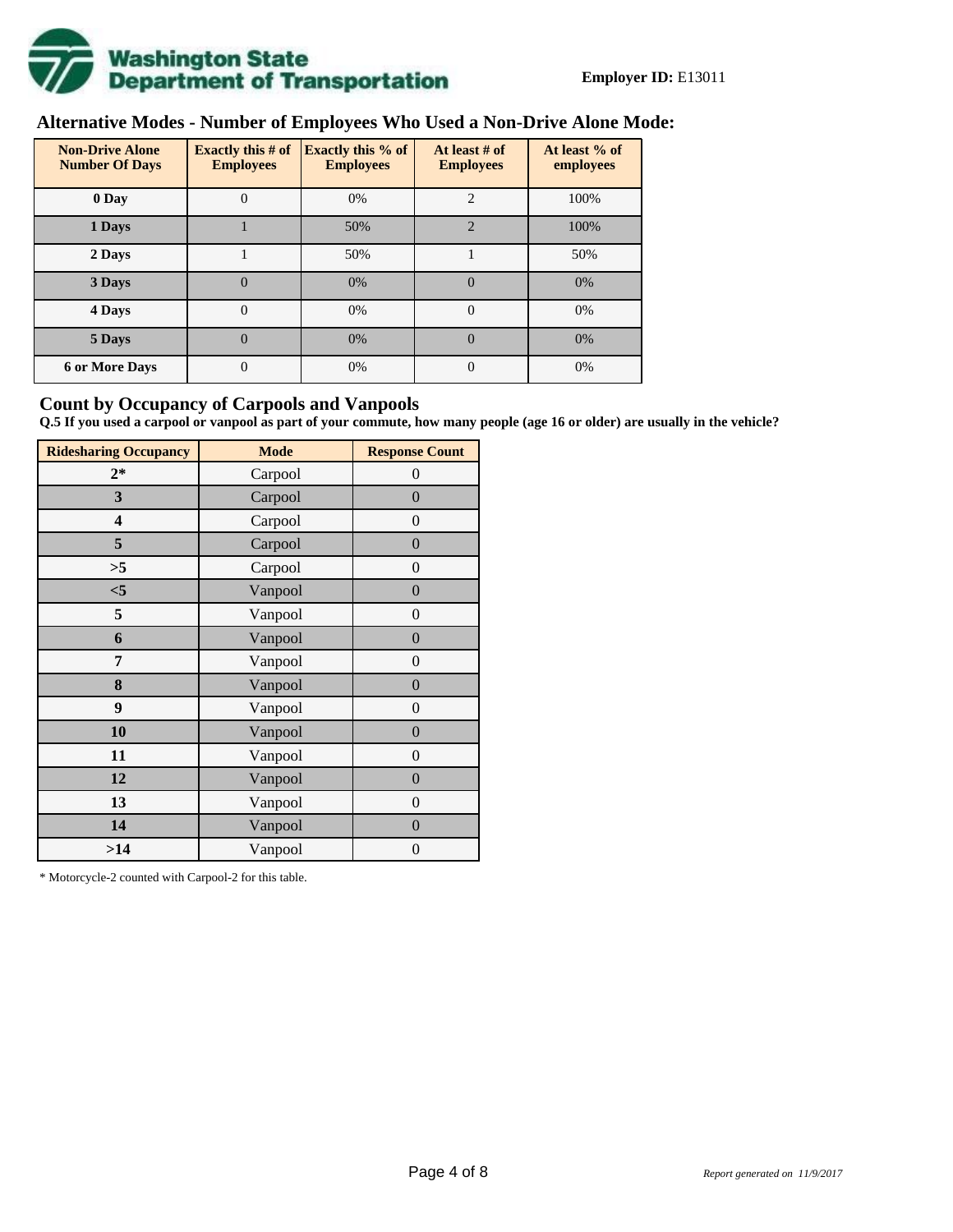**Employer ID:** E13011

## Alternative Modes - Number of Employees Who Used a Non-Drive Alone Mode:

| Non-Drive Alone Number Of Days | Exactly this # of Employees | Exactly this % of Employees | At least # of Employees | At least % of employees |
|---|---|---|---|---|
| 0 Day | 0 | 0% | 2 | 100% |
| 1 Days | 1 | 50% | 2 | 100% |
| 2 Days | 1 | 50% | 1 | 50% |
| 3 Days | 0 | 0% | 0 | 0% |
| 4 Days | 0 | 0% | 0 | 0% |
| 5 Days | 0 | 0% | 0 | 0% |
| 6 or More Days | 0 | 0% | 0 | 0% |

## Count by Occupancy of Carpools and Vanpools

**Q.5 If you used a carpool or vanpool as part of your commute, how many people (age 16 or older) are usually in the vehicle?**

| Ridesharing Occupancy | Mode | Response Count |
|---|---|---|
| 2* | Carpool | 0 |
| 3 | Carpool | 0 |
| 4 | Carpool | 0 |
| 5 | Carpool | 0 |
| >5 | Carpool | 0 |
| <5 | Vanpool | 0 |
| 5 | Vanpool | 0 |
| 6 | Vanpool | 0 |
| 7 | Vanpool | 0 |
| 8 | Vanpool | 0 |
| 9 | Vanpool | 0 |
| 10 | Vanpool | 0 |
| 11 | Vanpool | 0 |
| 12 | Vanpool | 0 |
| 13 | Vanpool | 0 |
| 14 | Vanpool | 0 |
| >14 | Vanpool | 0 |

* Motorcycle-2 counted with Carpool-2 for this table.

*Report generated on 11/9/2017*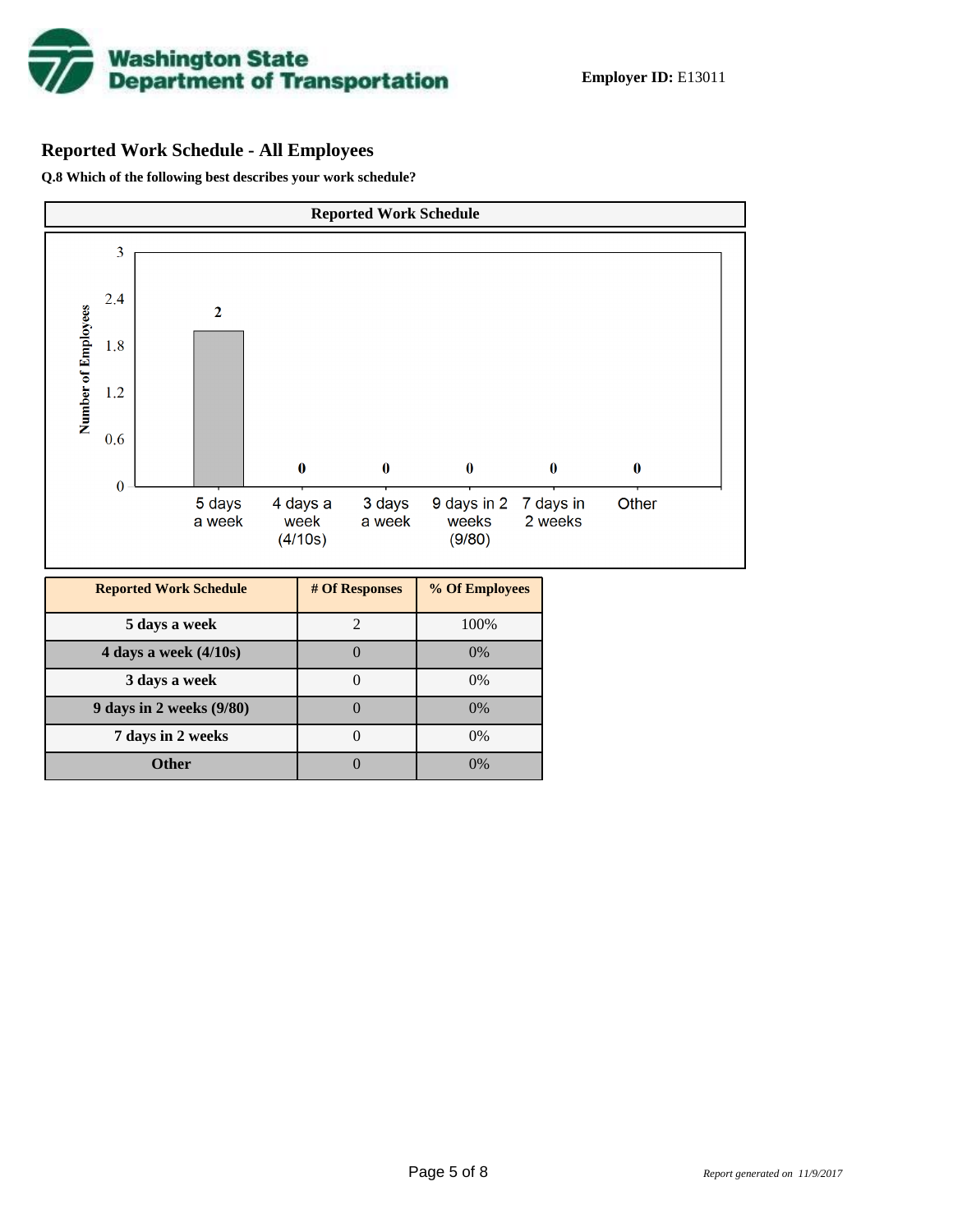**Employer ID:** E13011

## Reported Work Schedule - All Employees

**Q.8 Which of the following best describes your work schedule?**

| Reported Work Schedule | # Of Responses | % Of Employees |
|---|---|---|
| 5 days a week | 2 | 100% |
| 4 days a week (4/10s) | 0 | 0% |
| 3 days a week | 0 | 0% |
| 9 days in 2 weeks (9/80) | 0 | 0% |
| 7 days in 2 weeks | 0 | 0% |
| Other | 0 | 0% |

*Report generated on 11/9/2017*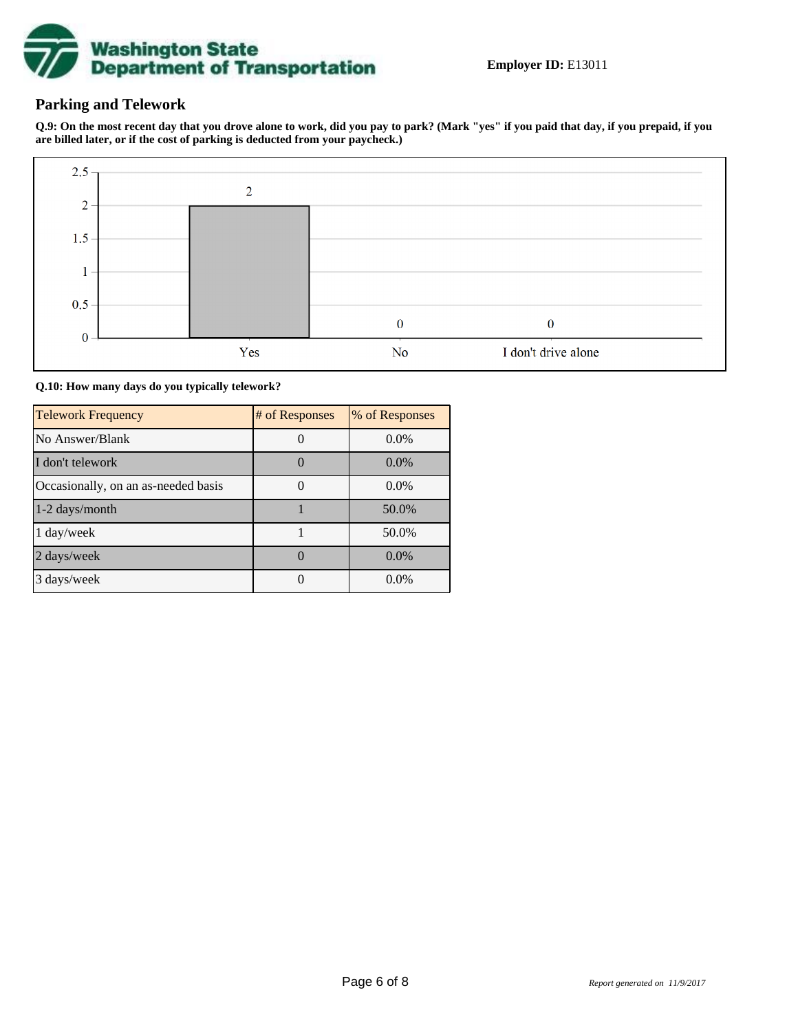## Parking and Telework

**Q.9: On the most recent day that you drove alone to work, did you pay to park? (Mark "yes" if you paid that day, if you prepaid, if you are billed later, or if the cost of parking is deducted from your paycheck.)**

| Response | # of Responses |
|---|---|
| Yes | 2 |
| No | 0 |
| I don't drive alone | 0 |

**Q.10: How many days do you typically telework?**

| Telework Frequency | # of Responses | % of Responses |
|---|---|---|
| No Answer/Blank | 0 | 0.0% |
| I don't telework | 0 | 0.0% |
| Occasionally, on an as-needed basis | 0 | 0.0% |
| 1-2 days/month | 1 | 50.0% |
| 1 day/week | 1 | 50.0% |
| 2 days/week | 0 | 0.0% |
| 3 days/week | 0 | 0.0% |

*Report generated on 11/9/2017*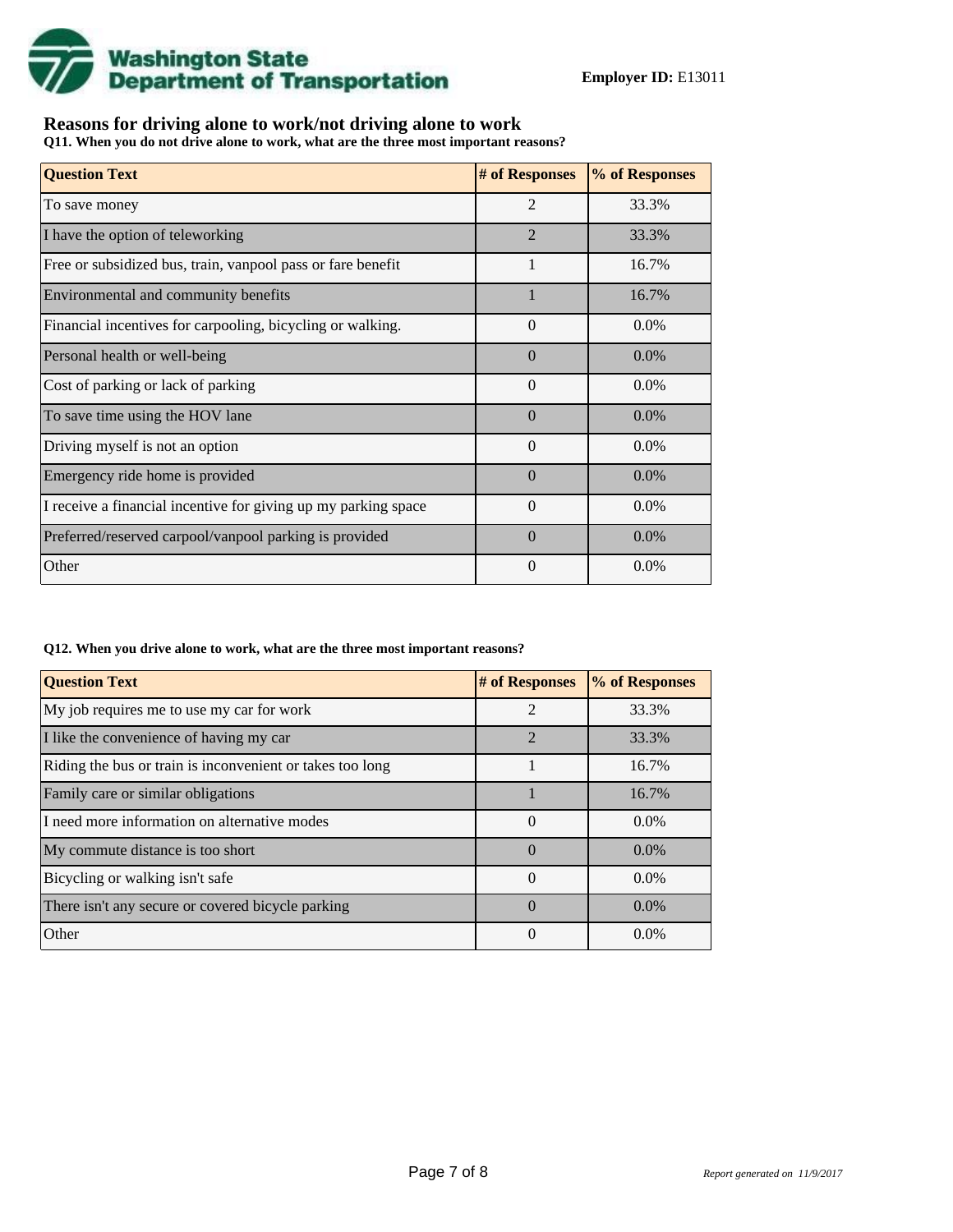**Washington State Department of Transportation**

**Employer ID:** E13011

## Reasons for driving alone to work/not driving alone to work

**Q11. When you do not drive alone to work, what are the three most important reasons?**

| Question Text | # of Responses | % of Responses |
|---|---|---|
| To save money | 2 | 33.3% |
| I have the option of teleworking | 2 | 33.3% |
| Free or subsidized bus, train, vanpool pass or fare benefit | 1 | 16.7% |
| Environmental and community benefits | 1 | 16.7% |
| Financial incentives for carpooling, bicycling or walking. | 0 | 0.0% |
| Personal health or well-being | 0 | 0.0% |
| Cost of parking or lack of parking | 0 | 0.0% |
| To save time using the HOV lane | 0 | 0.0% |
| Driving myself is not an option | 0 | 0.0% |
| Emergency ride home is provided | 0 | 0.0% |
| I receive a financial incentive for giving up my parking space | 0 | 0.0% |
| Preferred/reserved carpool/vanpool parking is provided | 0 | 0.0% |
| Other | 0 | 0.0% |

**Q12. When you drive alone to work, what are the three most important reasons?**

| Question Text | # of Responses | % of Responses |
|---|---|---|
| My job requires me to use my car for work | 2 | 33.3% |
| I like the convenience of having my car | 2 | 33.3% |
| Riding the bus or train is inconvenient or takes too long | 1 | 16.7% |
| Family care or similar obligations | 1 | 16.7% |
| I need more information on alternative modes | 0 | 0.0% |
| My commute distance is too short | 0 | 0.0% |
| Bicycling or walking isn't safe | 0 | 0.0% |
| There isn't any secure or covered bicycle parking | 0 | 0.0% |
| Other | 0 | 0.0% |

*Report generated on 11/9/2017*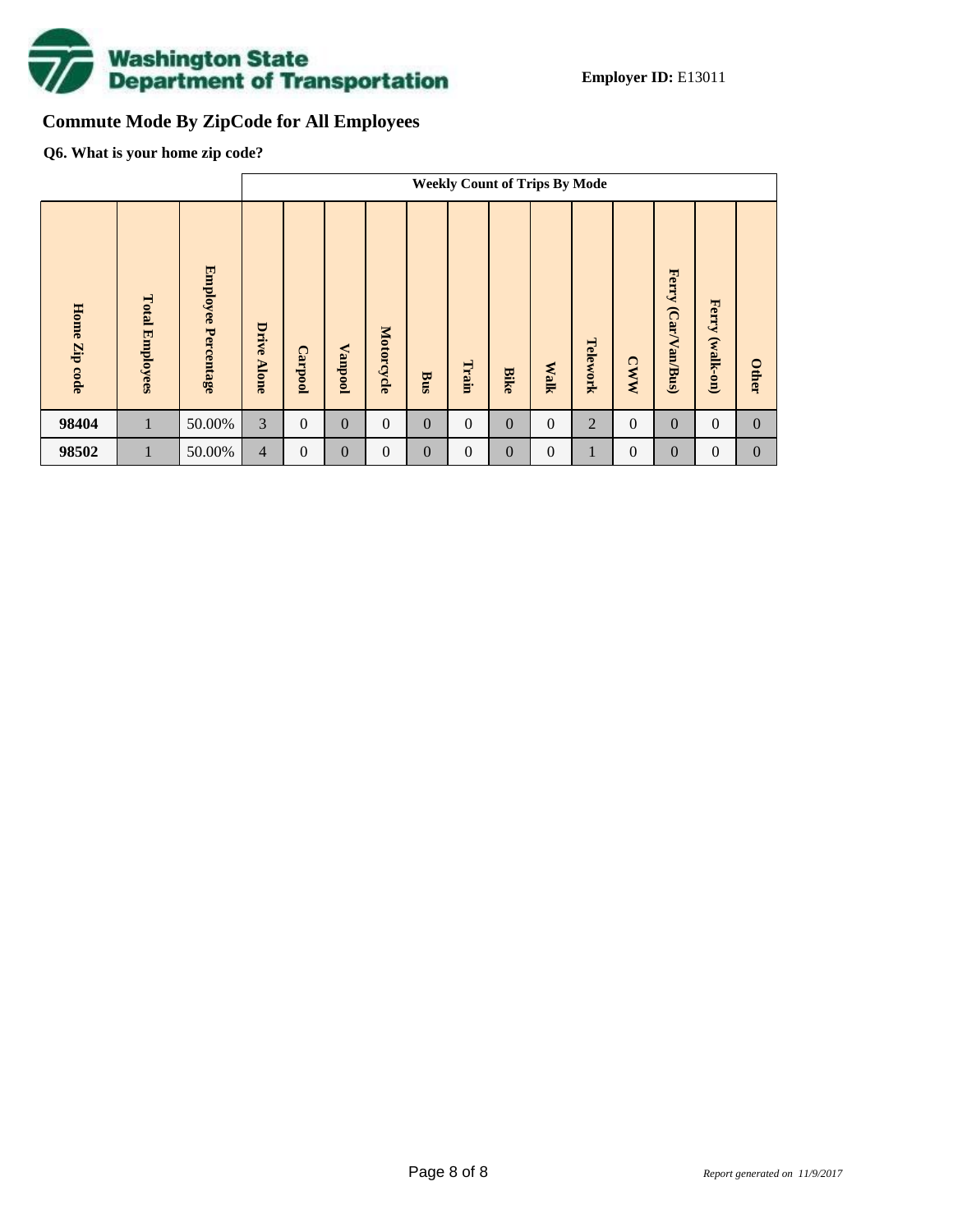**Employer ID:** E13011

## Commute Mode By ZipCode for All Employees

**Q6. What is your home zip code?**

| | | | Weekly Count of Trips By Mode | | | | | | | | | | | | | |
|---|---|---|---|---|---|---|---|---|---|---|---|---|---|---|---|---|
| **Home Zip code** | **Total Employees** | **Employee Percentage** | **Drive Alone** | **Carpool** | **Vanpool** | **Motorcycle** | **Bus** | **Train** | **Bike** | **Walk** | **Telework** | **CWW** | **Ferry (Car/Van/Bus)** | **Ferry (walk-on)** | **Other** |
| **98404** | 1 | 50.00% | 3 | 0 | 0 | 0 | 0 | 0 | 0 | 0 | 2 | 0 | 0 | 0 | 0 |
| **98502** | 1 | 50.00% | 4 | 0 | 0 | 0 | 0 | 0 | 0 | 0 | 1 | 0 | 0 | 0 | 0 |

*Report generated on 11/9/2017*